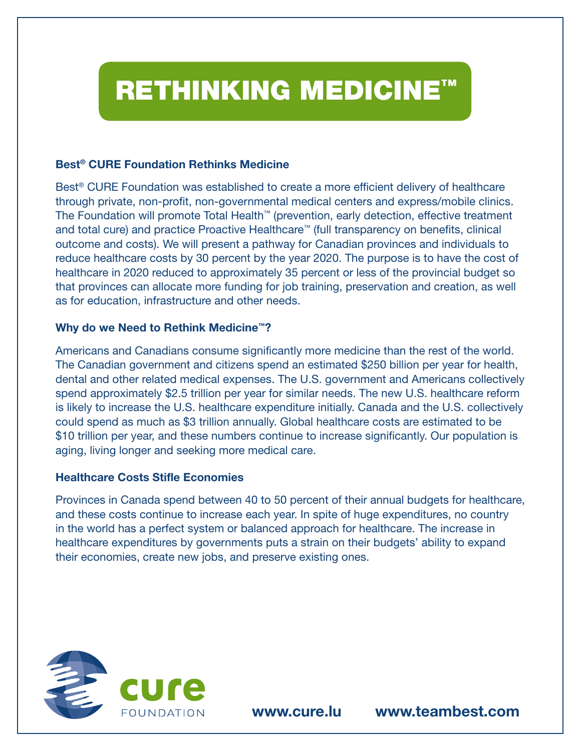# RETHINKING MEDICINE™

### Best® CURE Foundation Rethinks Medicine

Best® CURE Foundation was established to create a more efficient delivery of healthcare through private, non-profit, non-governmental medical centers and express/mobile clinics. The Foundation will promote Total Health™ (prevention, early detection, effective treatment and total cure) and practice Proactive Healthcare™ (full transparency on benefits, clinical outcome and costs). We will present a pathway for Canadian provinces and individuals to reduce healthcare costs by 30 percent by the year 2020. The purpose is to have the cost of healthcare in 2020 reduced to approximately 35 percent or less of the provincial budget so that provinces can allocate more funding for job training, preservation and creation, as well as for education, infrastructure and other needs.

### Why do we Need to Rethink Medicine™?

Americans and Canadians consume significantly more medicine than the rest of the world. The Canadian government and citizens spend an estimated $250 billion per year for health, dental and other related medical expenses. The U.S. government and Americans collectively spend approximately $2.5 trillion per year for similar needs. The new U.S. healthcare reform is likely to increase the U.S. healthcare expenditure initially. Canada and the U.S. collectively could spend as much as $3 trillion annually. Global healthcare costs are estimated to be $10 trillion per year, and these numbers continue to increase significantly. Our population is aging, living longer and seeking more medical care.

### Healthcare Costs Stifle Economies

Provinces in Canada spend between 40 to 50 percent of their annual budgets for healthcare, and these costs continue to increase each year. In spite of huge expenditures, no country in the world has a perfect system or balanced approach for healthcare. The increase in healthcare expenditures by governments puts a strain on their budgets' ability to expand their economies, create new jobs, and preserve existing ones.

cure FOUNDATION

**www.cure.lu** **www.teambest.com**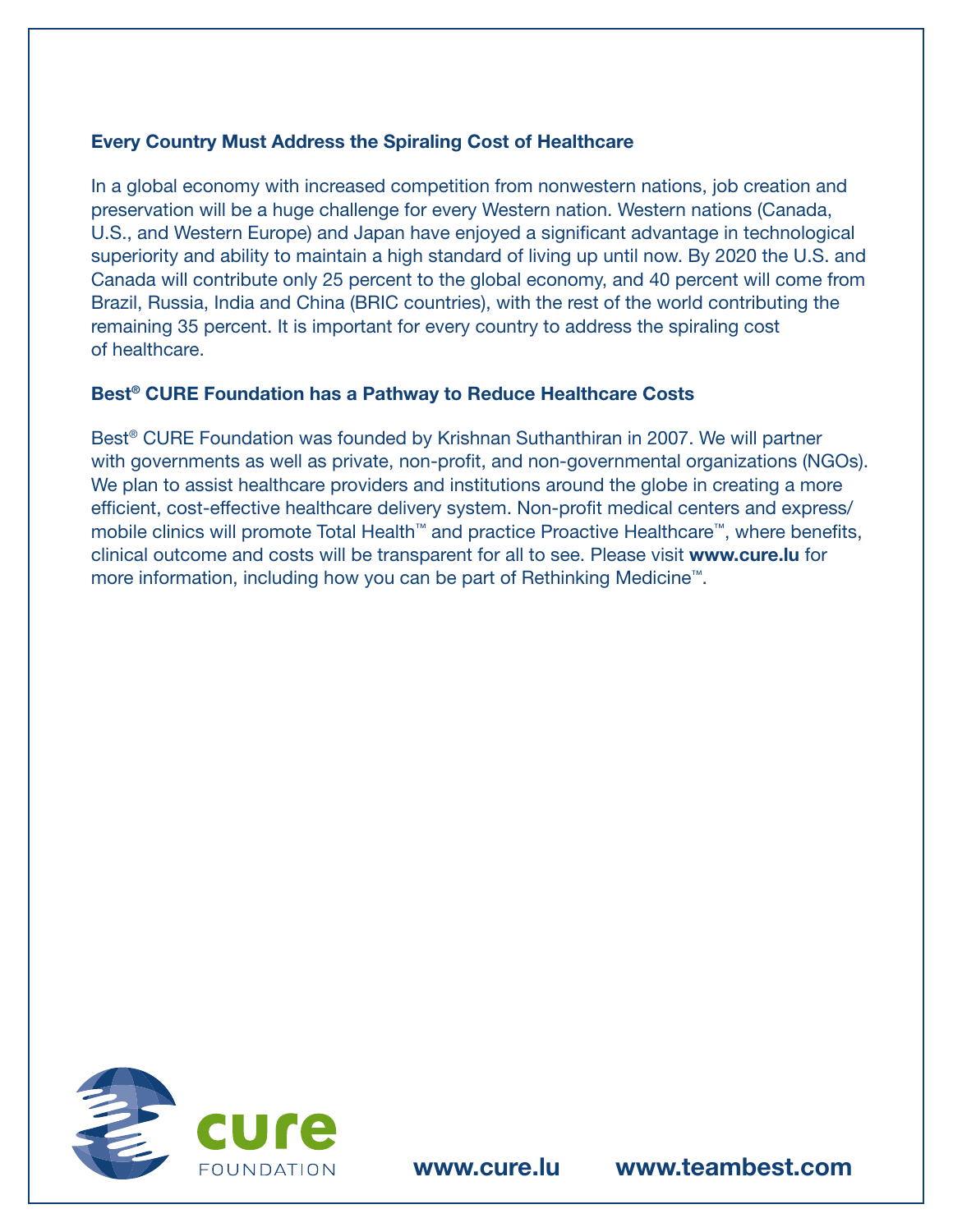## Every Country Must Address the Spiraling Cost of Healthcare

In a global economy with increased competition from nonwestern nations, job creation and preservation will be a huge challenge for every Western nation. Western nations (Canada, U.S., and Western Europe) and Japan have enjoyed a significant advantage in technological superiority and ability to maintain a high standard of living up until now. By 2020 the U.S. and Canada will contribute only 25 percent to the global economy, and 40 percent will come from Brazil, Russia, India and China (BRIC countries), with the rest of the world contributing the remaining 35 percent. It is important for every country to address the spiraling cost of healthcare.

## Best® CURE Foundation has a Pathway to Reduce Healthcare Costs

Best® CURE Foundation was founded by Krishnan Suthanthiran in 2007. We will partner with governments as well as private, non-profit, and non-governmental organizations (NGOs). We plan to assist healthcare providers and institutions around the globe in creating a more efficient, cost-effective healthcare delivery system. Non-profit medical centers and express/mobile clinics will promote Total Health™ and practice Proactive Healthcare™, where benefits, clinical outcome and costs will be transparent for all to see. Please visit **www.cure.lu** for more information, including how you can be part of Rethinking Medicine™.

cure FOUNDATION

**www.cure.lu** **www.teambest.com**